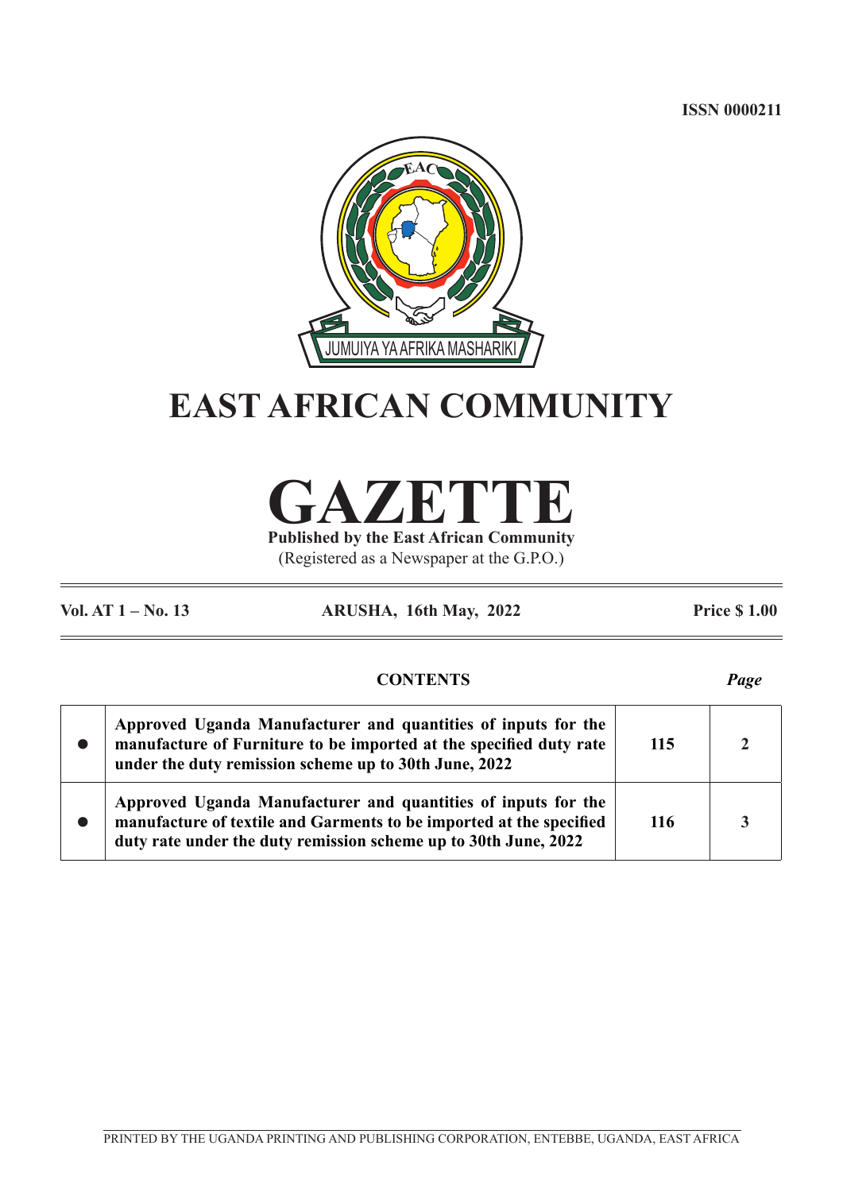ISSN 0000211

# EAST AFRICAN COMMUNITY

# GAZETTE

**Published by the East African Community**

(Registered as a Newspaper at the G.P.O.)

**Vol. AT 1 – No. 13** | **ARUSHA, 16th May, 2022** | **Price $ 1.00**

**CONTENTS** *Page*

| | | | |
|---|---|---|---|
| ● | **Approved Uganda Manufacturer and quantities of inputs for the manufacture of Furniture to be imported at the specified duty rate under the duty remission scheme up to 30th June, 2022** | **115** | **2** |
| ● | **Approved Uganda Manufacturer and quantities of inputs for the manufacture of textile and Garments to be imported at the specified duty rate under the duty remission scheme up to 30th June, 2022** | **116** | **3** |

PRINTED BY THE UGANDA PRINTING AND PUBLISHING CORPORATION, ENTEBBE, UGANDA, EAST AFRICA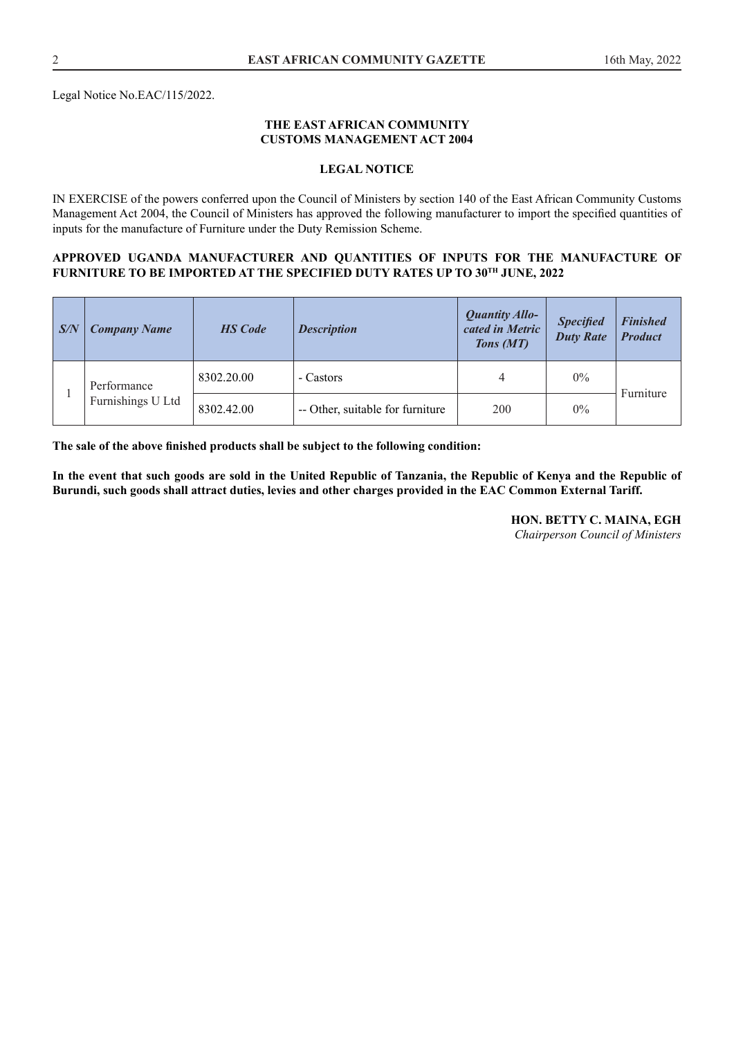Legal Notice No.EAC/115/2022.

**THE EAST AFRICAN COMMUNITY**
**CUSTOMS MANAGEMENT ACT 2004**

**LEGAL NOTICE**

IN EXERCISE of the powers conferred upon the Council of Ministers by section 140 of the East African Community Customs Management Act 2004, the Council of Ministers has approved the following manufacturer to import the specified quantities of inputs for the manufacture of Furniture under the Duty Remission Scheme.

**APPROVED UGANDA MANUFACTURER AND QUANTITIES OF INPUTS FOR THE MANUFACTURE OF FURNITURE TO BE IMPORTED AT THE SPECIFIED DUTY RATES UP TO 30TH JUNE, 2022**

| *S/N* | *Company Name* | *HS Code* | *Description* | *Quantity Allocated in Metric Tons (MT)* | *Specified Duty Rate* | *Finished Product* |
|---|---|---|---|---|---|---|
| 1 | Performance Furnishings U Ltd | 8302.20.00 | - Castors | 4 | 0% | Furniture |
| | | 8302.42.00 | -- Other, suitable for furniture | 200 | 0% | |

**The sale of the above finished products shall be subject to the following condition:**

**In the event that such goods are sold in the United Republic of Tanzania, the Republic of Kenya and the Republic of Burundi, such goods shall attract duties, levies and other charges provided in the EAC Common External Tariff.**

**HON. BETTY C. MAINA, EGH**
*Chairperson Council of Ministers*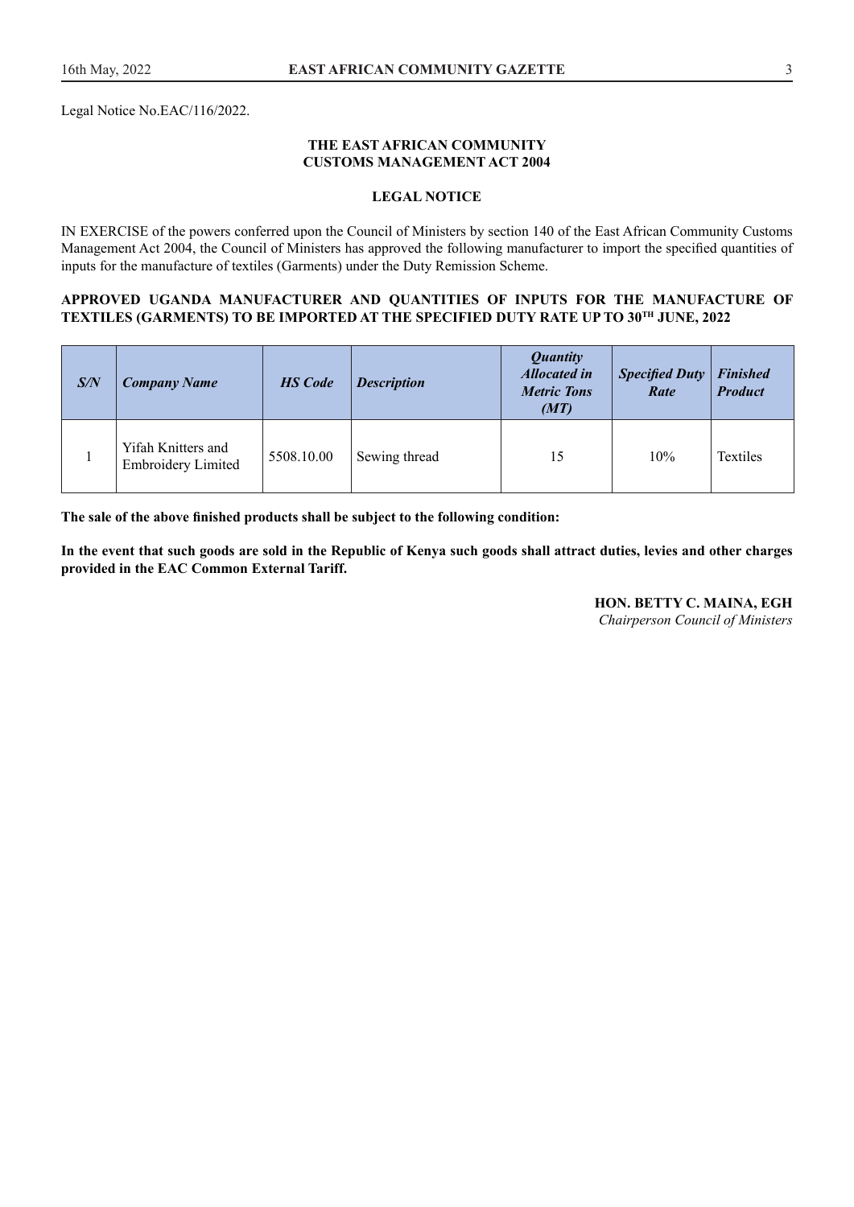Legal Notice No.EAC/116/2022.

**THE EAST AFRICAN COMMUNITY**
**CUSTOMS MANAGEMENT ACT 2004**

**LEGAL NOTICE**

IN EXERCISE of the powers conferred upon the Council of Ministers by section 140 of the East African Community Customs Management Act 2004, the Council of Ministers has approved the following manufacturer to import the specified quantities of inputs for the manufacture of textiles (Garments) under the Duty Remission Scheme.

**APPROVED UGANDA MANUFACTURER AND QUANTITIES OF INPUTS FOR THE MANUFACTURE OF TEXTILES (GARMENTS) TO BE IMPORTED AT THE SPECIFIED DUTY RATE UP TO 30TH JUNE, 2022**

| *S/N* | *Company Name* | *HS Code* | *Description* | *Quantity Allocated in Metric Tons (MT)* | *Specified Duty Rate* | *Finished Product* |
|---|---|---|---|---|---|---|
| 1 | Yifah Knitters and Embroidery Limited | 5508.10.00 | Sewing thread | 15 | 10% | Textiles |

**The sale of the above finished products shall be subject to the following condition:**

**In the event that such goods are sold in the Republic of Kenya such goods shall attract duties, levies and other charges provided in the EAC Common External Tariff.**

**HON. BETTY C. MAINA, EGH**
*Chairperson Council of Ministers*